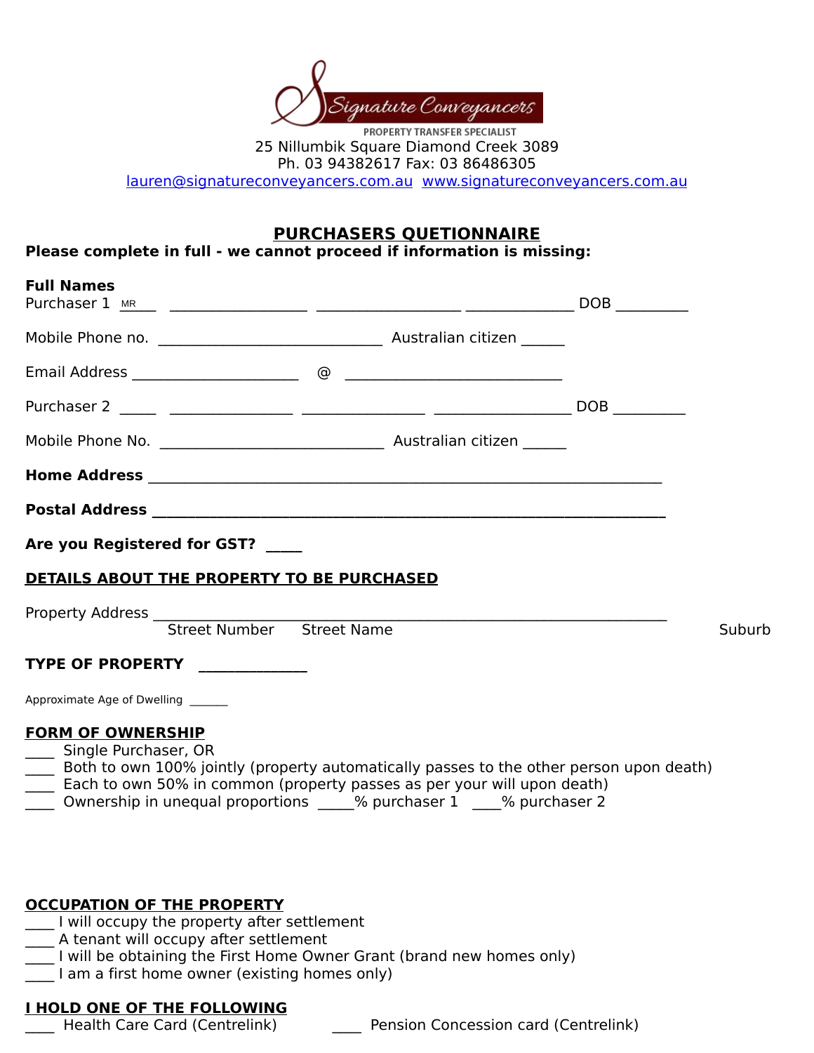Signature Conveyancers

PROPERTY TRANSFER SPECIALIST

25 Nillumbik Square Diamond Creek 3089
Ph. 03 94382617 Fax: 03 86486305
lauren@signatureconveyancers.com.au www.signatureconveyancers.com.au

## PURCHASERS QUETIONNAIRE

**Please complete in full - we cannot proceed if information is missing:**

**Full Names**

Purchaser 1 MR___ __________________ ___________________ ______________ DOB _________

Mobile Phone no. _____________________________ Australian citizen ______

Email Address ______________________ @ ____________________________

Purchaser 2 _____ ________________ ________________ __________________ DOB _________

Mobile Phone No. _____________________________ Australian citizen ______

**Home Address** ___________________________________________________________________

**Postal Address** __________________________________________________________________

**Are you Registered for GST?** _____

### DETAILS ABOUT THE PROPERTY TO BE PURCHASED

Property Address ___________________________________________________________________

Street Number Street Name Suburb

**TYPE OF PROPERTY** ______________

Approximate Age of Dwelling ______

### FORM OF OWNERSHIP

____ Single Purchaser, OR
____ Both to own 100% jointly (property automatically passes to the other person upon death)
____ Each to own 50% in common (property passes as per your will upon death)
____ Ownership in unequal proportions _____% purchaser 1 ____% purchaser 2

### OCCUPATION OF THE PROPERTY

____ I will occupy the property after settlement
____ A tenant will occupy after settlement
____ I will be obtaining the First Home Owner Grant (brand new homes only)
____ I am a first home owner (existing homes only)

### I HOLD ONE OF THE FOLLOWING

____ Health Care Card (Centrelink) ____ Pension Concession card (Centrelink)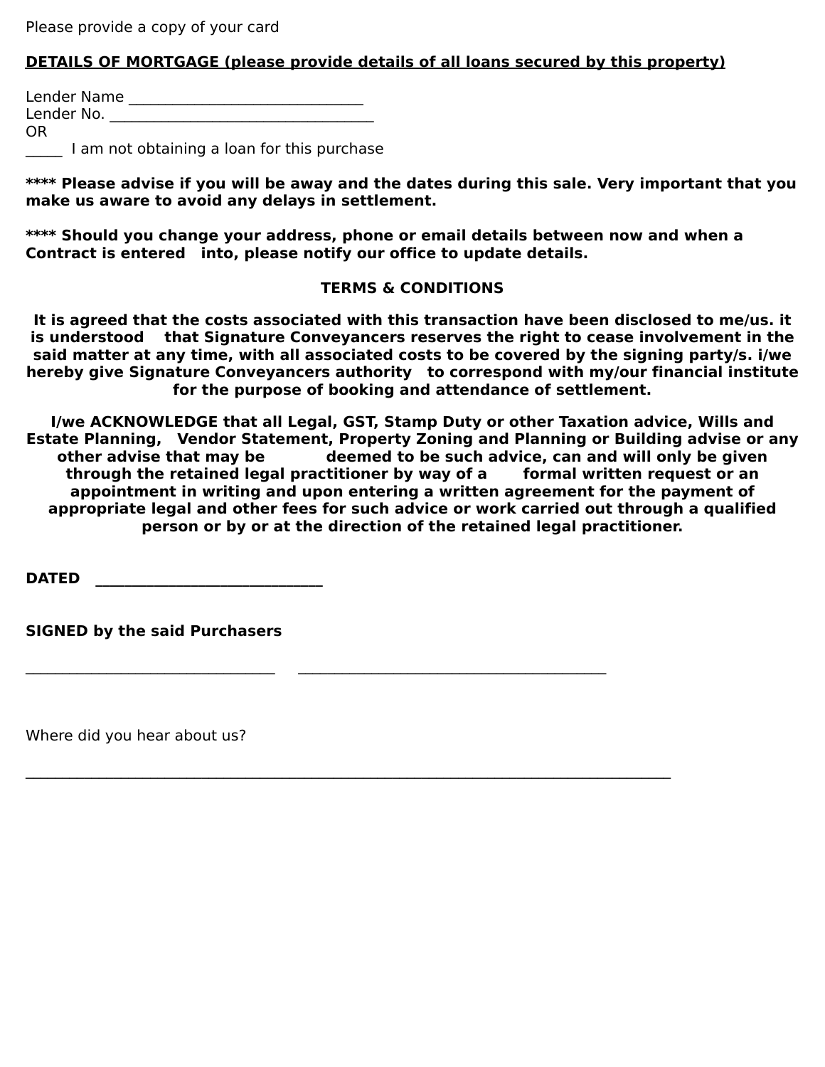Please provide a copy of your card

**DETAILS OF MORTGAGE (please provide details of all loans secured by this property)**

Lender Name ______________________________
Lender No. _________________________________
OR
_____ I am not obtaining a loan for this purchase

**\*\*\*\* Please advise if you will be away and the dates during this sale. Very important that you make us aware to avoid any delays in settlement.**

**\*\*\*\* Should you change your address, phone or email details between now and when a Contract is entered into, please notify our office to update details.**

**TERMS & CONDITIONS**

**It is agreed that the costs associated with this transaction have been disclosed to me/us. it is understood that Signature Conveyancers reserves the right to cease involvement in the said matter at any time, with all associated costs to be covered by the signing party/s. i/we hereby give Signature Conveyancers authority to correspond with my/our financial institute for the purpose of booking and attendance of settlement.**

**I/we ACKNOWLEDGE that all Legal, GST, Stamp Duty or other Taxation advice, Wills and Estate Planning, Vendor Statement, Property Zoning and Planning or Building advise or any other advise that may be deemed to be such advice, can and will only be given through the retained legal practitioner by way of a formal written request or an appointment in writing and upon entering a written agreement for the payment of appropriate legal and other fees for such advice or work carried out through a qualified person or by or at the direction of the retained legal practitioner.**

**DATED** _____________________________

**SIGNED by the said Purchasers**

________________________________ ________________________________________

Where did you hear about us?

____________________________________________________________________________________